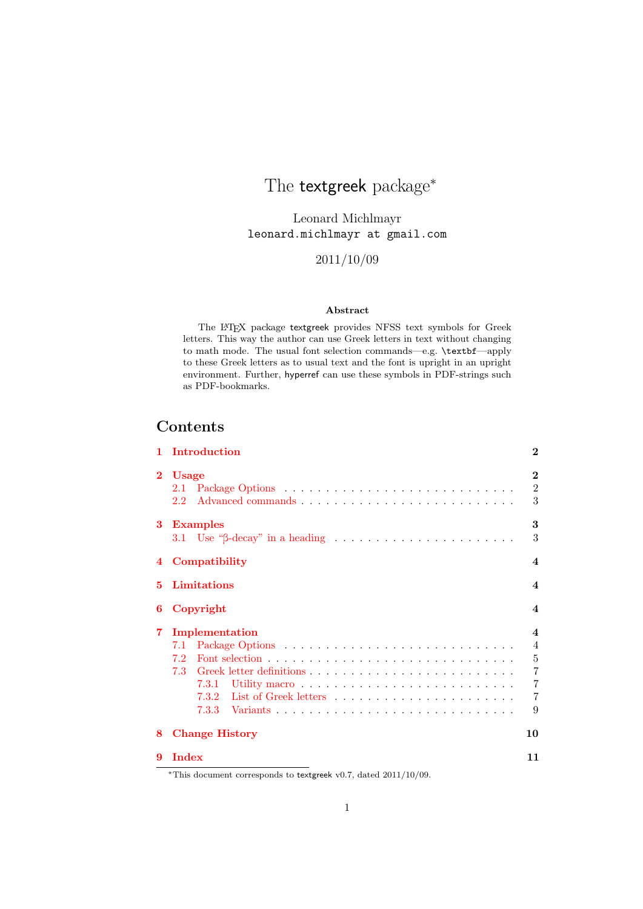# The textgreek package[*]

Leonard Michlmayr
leonard.michlmayr at gmail.com

2011/10/09

**Abstract**

The LaTeX package textgreek provides NFSS text symbols for Greek letters. This way the author can use Greek letters in text without changing to math mode. The usual font selection commands—e.g. `\textbf`—apply to these Greek letters as to usual text and the font is upright in an upright environment. Further, hyperref can use these symbols in PDF-strings such as PDF-bookmarks.

## Contents

- **1 Introduction** — 2
- **2 Usage** — 2
  - 2.1 Package Options — 2
  - 2.2 Advanced commands — 3
- **3 Examples** — 3
  - 3.1 Use "β-decay" in a heading — 3
- **4 Compatibility** — 4
- **5 Limitations** — 4
- **6 Copyright** — 4
- **7 Implementation** — 4
  - 7.1 Package Options — 4
  - 7.2 Font selection — 5
  - 7.3 Greek letter definitions — 7
    - 7.3.1 Utility macro — 7
    - 7.3.2 List of Greek letters — 7
    - 7.3.3 Variants — 9
- **8 Change History** — 10
- **9 Index** — 11

[*]This document corresponds to textgreek v0.7, dated 2011/10/09.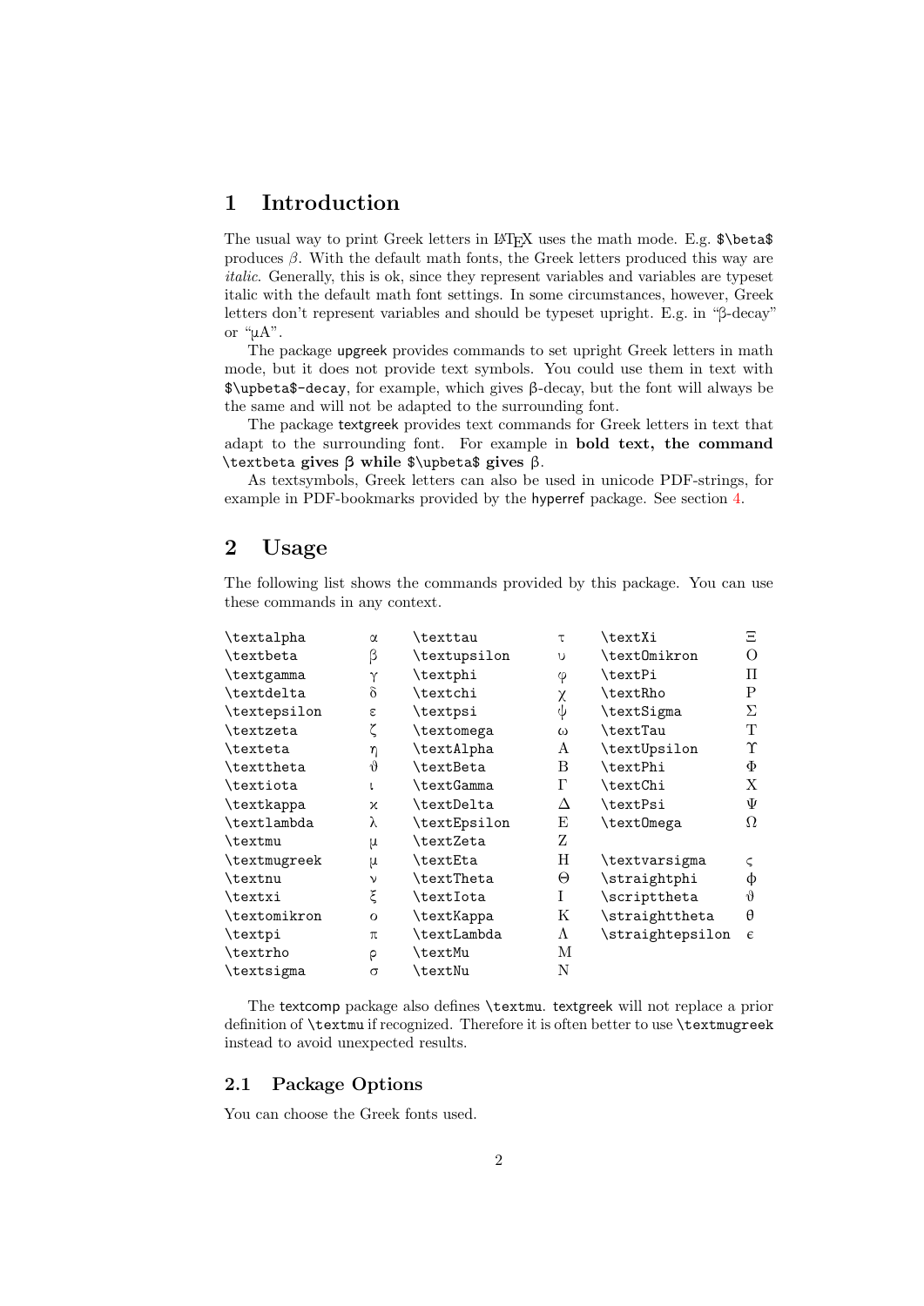## 1 Introduction

The usual way to print Greek letters in LaTeX uses the math mode. E.g. `$\beta$` produces $\beta$. With the default math fonts, the Greek letters produced this way are *italic*. Generally, this is ok, since they represent variables and variables are typeset italic with the default math font settings. In some circumstances, however, Greek letters don't represent variables and should be typeset upright. E.g. in "β-decay" or "μA".

The package upgreek provides commands to set upright Greek letters in math mode, but it does not provide text symbols. You could use them in text with `$\upbeta$-decay`, for example, which gives β-decay, but the font will always be the same and will not be adapted to the surrounding font.

The package textgreek provides text commands for Greek letters in text that adapt to the surrounding font. For example in **bold text, the command `\textbeta` gives β while `$\upbeta$` gives** β.

As textsymbols, Greek letters can also be used in unicode PDF-strings, for example in PDF-bookmarks provided by the hyperref package. See section 4.

## 2 Usage

The following list shows the commands provided by this package. You can use these commands in any context.

| | | | | | |
|---|---|---|---|---|---|
| `\textalpha` | α | `\texttau` | τ | `\textXi` | Ξ |
| `\textbeta` | β | `\textupsilon` | υ | `\textOmikron` | Ο |
| `\textgamma` | γ | `\textphi` | φ | `\textPi` | Π |
| `\textdelta` | δ | `\textchi` | χ | `\textRho` | Ρ |
| `\textepsilon` | ε | `\textpsi` | ψ | `\textSigma` | Σ |
| `\textzeta` | ζ | `\textomega` | ω | `\textTau` | Τ |
| `\texteta` | η | `\textAlpha` | Α | `\textUpsilon` | ϒ |
| `\texttheta` | ϑ | `\textBeta` | Β | `\textPhi` | Φ |
| `\textiota` | ι | `\textGamma` | Γ | `\textChi` | Χ |
| `\textkappa` | ϰ | `\textDelta` | Δ | `\textPsi` | Ψ |
| `\textlambda` | λ | `\textEpsilon` | Ε | `\textOmega` | Ω |
| `\textmu` | μ | `\textZeta` | Ζ | | |
| `\textmugreek` | μ | `\textEta` | Η | `\textvarsigma` | ς |
| `\textnu` | ν | `\textTheta` | Θ | `\straightphi` | ϕ |
| `\textxi` | ξ | `\textIota` | Ι | `\scripttheta` | ϑ |
| `\textomikron` | ο | `\textKappa` | Κ | `\straighttheta` | θ |
| `\textpi` | π | `\textLambda` | Λ | `\straightepsilon` | ϵ |
| `\textrho` | ρ | `\textMu` | Μ | | |
| `\textsigma` | σ | `\textNu` | Ν | | |

The textcomp package also defines `\textmu`. textgreek will not replace a prior definition of `\textmu` if recognized. Therefore it is often better to use `\textmugreek` instead to avoid unexpected results.

### 2.1 Package Options

You can choose the Greek fonts used.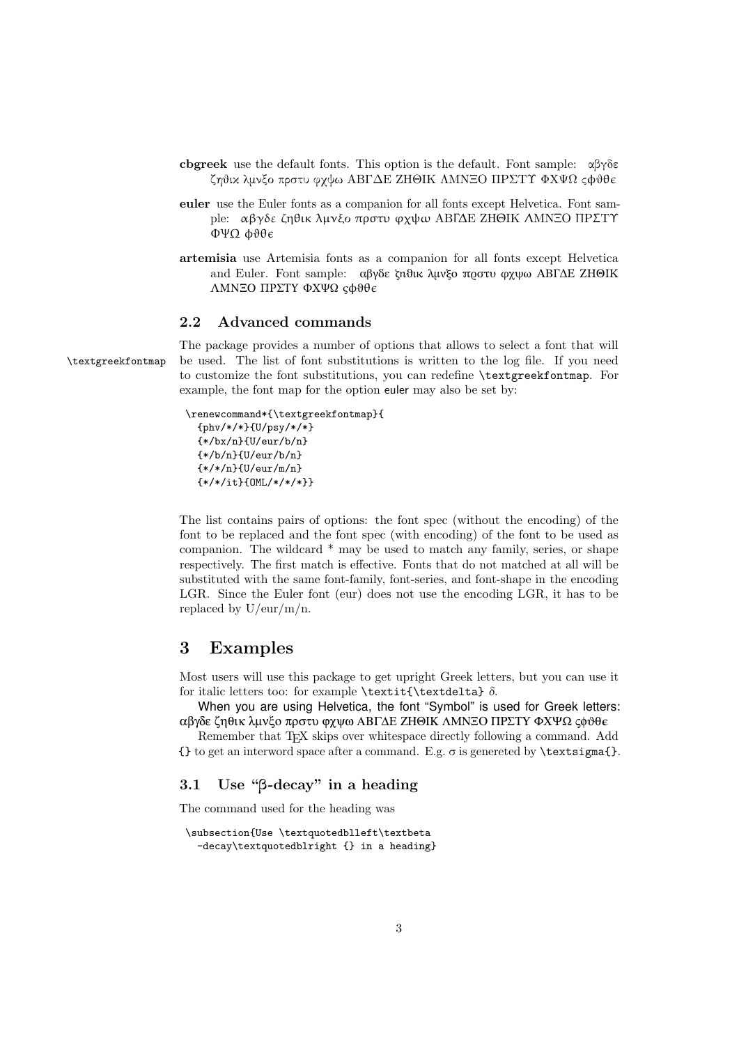**cbgreek** use the default fonts. This option is the default. Font sample: αβγδε ζηϑικ λμνξο πρστυ φχψω ΑΒΓΔΕ ΖΗΘΙΚ ΛΜΝΞΟ ΠΡΣΤΥ ΦΧΨΩ ςϕϑϵ

**euler** use the Euler fonts as a companion for all fonts except Helvetica. Font sample: αβγδε ζηθικ λμνξο πρστυ φχψω ΑΒΓΔΕ ΖΗΘΙΚ ΛΜΝΞΟ ΠΡΣΤΥ ΦΨΩ ϕϑθϵ

**artemisia** use Artemisia fonts as a companion for all fonts except Helvetica and Euler. Font sample: αβγδε ζηθικ λμνξο πρστυ φχψω ΑΒΓΔΕ ΖΗΘΙΚ ΛΜΝΞΟ ΠΡΣΤΥ ΦΧΨΩ ςϕϑθϵ

### 2.2 Advanced commands

`\textgreekfontmap`

The package provides a number of options that allows to select a font that will be used. The list of font substitutions is written to the log file. If you need to customize the font substitutions, you can redefine `\textgreekfontmap`. For example, the font map for the option `euler` may also be set by:

```
\renewcommand*{\textgreekfontmap}{
  {phv/*/*}{U/psy/*/*}
  {*/bx/n}{U/eur/b/n}
  {*/b/n}{U/eur/b/n}
  {*/*/n}{U/eur/m/n}
  {*/*/it}{OML/*/*/*}}
```

The list contains pairs of options: the font spec (without the encoding) of the font to be replaced and the font spec (with encoding) of the font to be used as companion. The wildcard * may be used to match any family, series, or shape respectively. The first match is effective. Fonts that do not matched at all will be substituted with the same font-family, font-series, and font-shape in the encoding LGR. Since the Euler font (eur) does not use the encoding LGR, it has to be replaced by U/eur/m/n.

## 3 Examples

Most users will use this package to get upright Greek letters, but you can use it for italic letters too: for example `\textit{\textdelta}` *δ*.

When you are using Helvetica, the font "Symbol" is used for Greek letters: αβγδε ζηθικ λμνξο πρστυ φχψω ΑΒΓΔΕ ΖΗΘΙΚ ΛΜΝΞΟ ΠΡΣΤΥ ΦΧΨΩ ςϕϑθϵ

Remember that TEX skips over whitespace directly following a command. Add `{}` to get an interword space after a command. E.g. σ is genereted by `\textsigma{}`.

### 3.1 Use "β-decay" in a heading

The command used for the heading was

```
\subsection{Use \textquotedblleft\textbeta
  -decay\textquotedblright {} in a heading}
```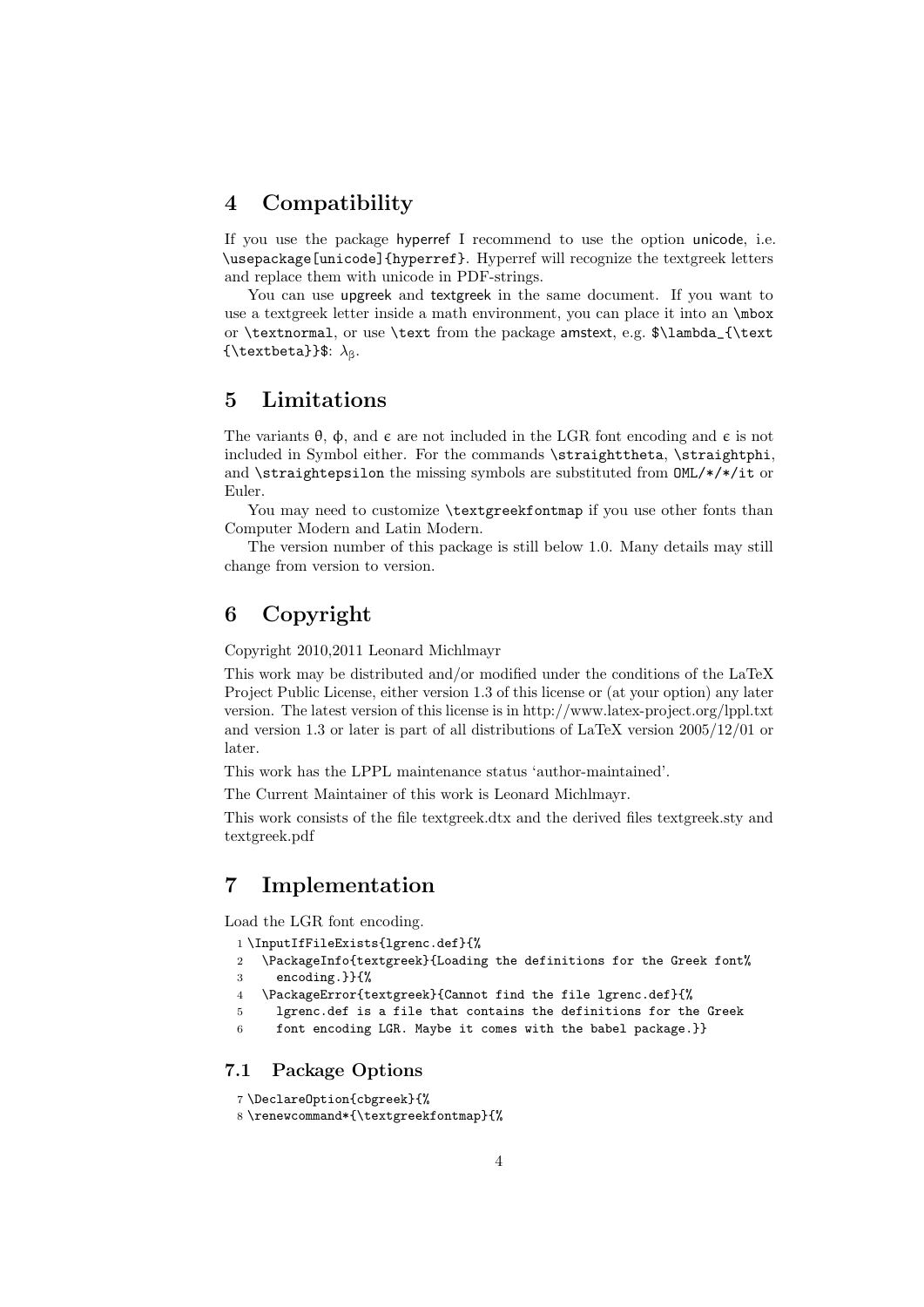## 4 Compatibility

If you use the package hyperref I recommend to use the option unicode, i.e. `\usepackage[unicode]{hyperref}`. Hyperref will recognize the textgreek letters and replace them with unicode in PDF-strings.

You can use upgreek and textgreek in the same document. If you want to use a textgreek letter inside a math environment, you can place it into an `\mbox` or `\textnormal`, or use `\text` from the package amstext, e.g. `$\lambda_{\text{\textbeta}}$`: $\lambda_{\beta}$.

## 5 Limitations

The variants θ, ϕ, and ϵ are not included in the LGR font encoding and ϵ is not included in Symbol either. For the commands `\straighttheta`, `\straightphi`, and `\straightepsilon` the missing symbols are substituted from `OML/*/*/it` or Euler.

You may need to customize `\textgreekfontmap` if you use other fonts than Computer Modern and Latin Modern.

The version number of this package is still below 1.0. Many details may still change from version to version.

## 6 Copyright

Copyright 2010,2011 Leonard Michlmayr

This work may be distributed and/or modified under the conditions of the LaTeX Project Public License, either version 1.3 of this license or (at your option) any later version. The latest version of this license is in http://www.latex-project.org/lppl.txt and version 1.3 or later is part of all distributions of LaTeX version 2005/12/01 or later.

This work has the LPPL maintenance status 'author-maintained'.

The Current Maintainer of this work is Leonard Michlmayr.

This work consists of the file textgreek.dtx and the derived files textgreek.sty and textgreek.pdf

## 7 Implementation

Load the LGR font encoding.

```
1 \InputIfFileExists{lgrenc.def}{%
2   \PackageInfo{textgreek}{Loading the definitions for the Greek font%
3     encoding.}}{%
4   \PackageError{textgreek}{Cannot find the file lgrenc.def}{%
5     lgrenc.def is a file that contains the definitions for the Greek
6     font encoding LGR. Maybe it comes with the babel package.}}
```

### 7.1 Package Options

```
7 \DeclareOption{cbgreek}{%
8 \renewcommand*{\textgreekfontmap}{%
```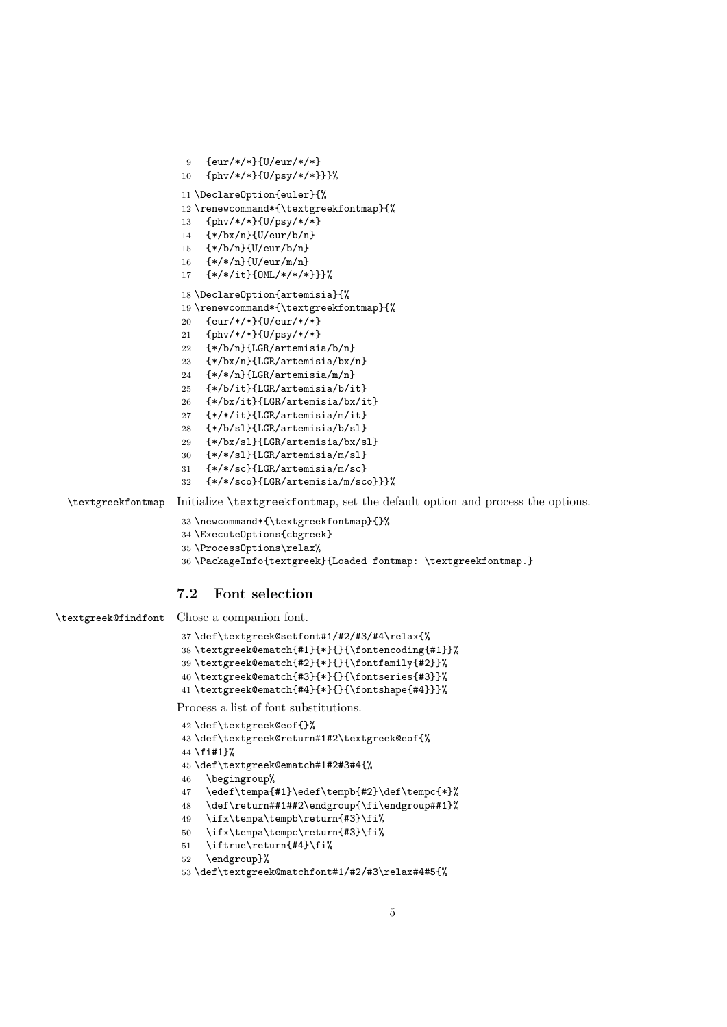```
9   {eur/*/*}{U/eur/*/*}
10  {phv/*/*}{U/psy/*/*}}}%
11 \DeclareOption{euler}{%
12 \renewcommand*{\textgreekfontmap}{%
13  {phv/*/*}{U/psy/*/*}
14  {*/bx/n}{U/eur/b/n}
15  {*/b/n}{U/eur/b/n}
16  {*/*/n}{U/eur/m/n}
17  {*/*/it}{OML/*/*/*}}}%
18 \DeclareOption{artemisia}{%
19 \renewcommand*{\textgreekfontmap}{%
20  {eur/*/*}{U/eur/*/*}
21  {phv/*/*}{U/psy/*/*}
22  {*/b/n}{LGR/artemisia/b/n}
23  {*/bx/n}{LGR/artemisia/bx/n}
24  {*/*/n}{LGR/artemisia/m/n}
25  {*/b/it}{LGR/artemisia/b/it}
26  {*/bx/it}{LGR/artemisia/bx/it}
27  {*/*/it}{LGR/artemisia/m/it}
28  {*/b/sl}{LGR/artemisia/b/sl}
29  {*/bx/sl}{LGR/artemisia/bx/sl}
30  {*/*/sl}{LGR/artemisia/m/sl}
31  {*/*/sc}{LGR/artemisia/m/sc}
32  {*/*/sco}{LGR/artemisia/m/sco}}}%
```

`\textgreekfontmap` Initialize `\textgreekfontmap`, set the default option and process the options.

```
33 \newcommand*{\textgreekfontmap}{}%
34 \ExecuteOptions{cbgreek}
35 \ProcessOptions\relax%
36 \PackageInfo{textgreek}{Loaded fontmap: \textgreekfontmap.}
```

### 7.2 Font selection

`\textgreek@findfont` Chose a companion font.

```
37 \def\textgreek@setfont#1/#2/#3/#4\relax{%
38 \textgreek@ematch{#1}{*}{}{\fontencoding{#1}}%
39 \textgreek@ematch{#2}{*}{}{\fontfamily{#2}}%
40 \textgreek@ematch{#3}{*}{}{\fontseries{#3}}%
41 \textgreek@ematch{#4}{*}{}{\fontshape{#4}}}%
```

Process a list of font substitutions.

```
42 \def\textgreek@eof{}%
43 \def\textgreek@return#1#2\textgreek@eof{%
44 \fi#1}%
45 \def\textgreek@ematch#1#2#3#4{%
46   \begingroup%
47   \edef\tempa{#1}\edef\tempb{#2}\def\tempc{*}%
48   \def\return##1##2\endgroup{\fi\endgroup##1}%
49   \ifx\tempa\tempb\return{#3}\fi%
50   \ifx\tempa\tempc\return{#3}\fi%
51   \iftrue\return{#4}\fi%
52   \endgroup}%
53 \def\textgreek@matchfont#1/#2/#3\relax#4#5{%
```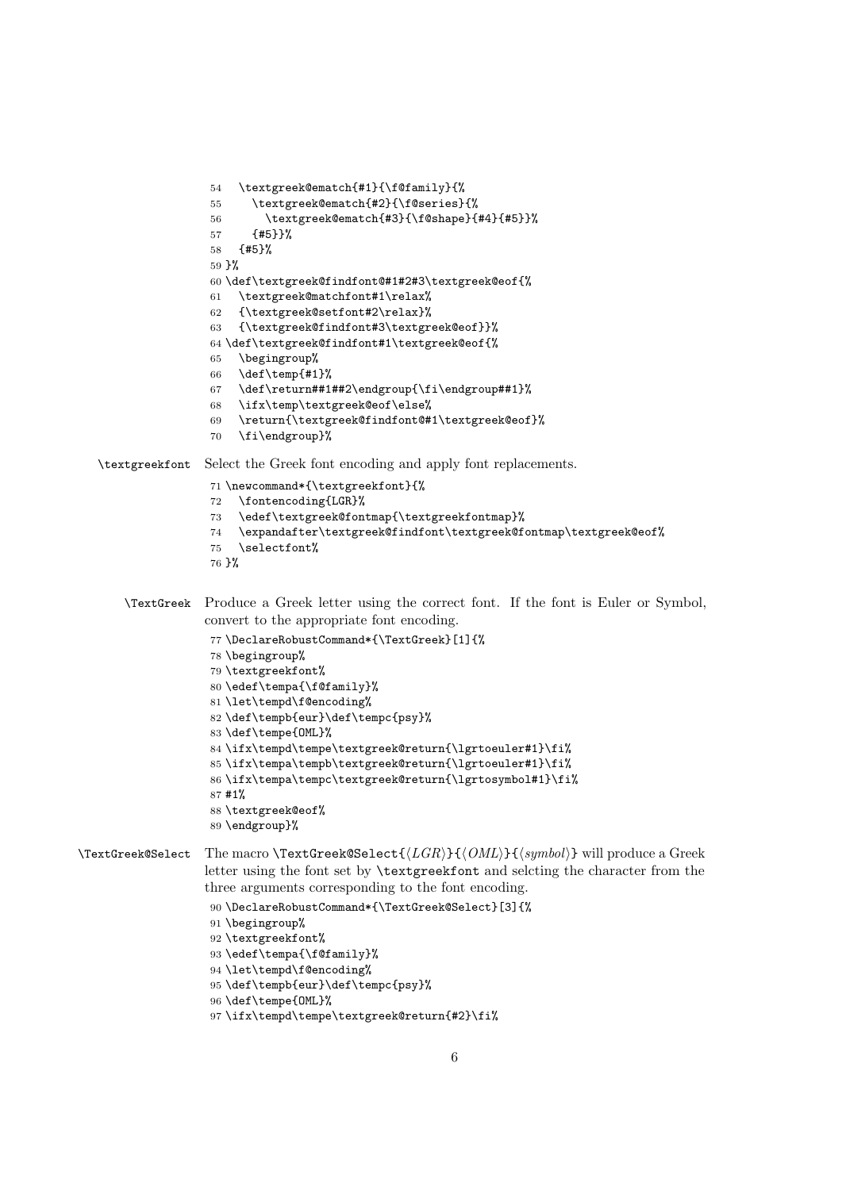```
54   \textgreek@ematch{#1}{\f@family}{%
55     \textgreek@ematch{#2}{\f@series}{%
56       \textgreek@ematch{#3}{\f@shape}{#4}{#5}}%
57     {#5}}%
58   {#5}%
59 }%
60 \def\textgreek@findfont@#1#2#3\textgreek@eof{%
61   \textgreek@matchfont#1\relax%
62   {\textgreek@setfont#2\relax}%
63   {\textgreek@findfont#3\textgreek@eof}}%
64 \def\textgreek@findfont#1\textgreek@eof{%
65   \begingroup%
66   \def\temp{#1}%
67   \def\return##1##2\endgroup{\fi\endgroup##1}%
68   \ifx\temp\textgreek@eof\else%
69   \return{\textgreek@findfont@#1\textgreek@eof}%
70   \fi\endgroup}%
```

`\textgreekfont` Select the Greek font encoding and apply font replacements.

```
71 \newcommand*{\textgreekfont}{%
72   \fontencoding{LGR}%
73   \edef\textgreek@fontmap{\textgreekfontmap}%
74   \expandafter\textgreek@findfont\textgreek@fontmap\textgreek@eof%
75   \selectfont%
76 }%
```

`\TextGreek` Produce a Greek letter using the correct font. If the font is Euler or Symbol, convert to the appropriate font encoding.

```
77 \DeclareRobustCommand*{\TextGreek}[1]{%
78 \begingroup%
79 \textgreekfont%
80 \edef\tempa{\f@family}%
81 \let\tempd\f@encoding%
82 \def\tempb{eur}\def\tempc{psy}%
83 \def\tempe{OML}%
84 \ifx\tempd\tempe\textgreek@return{\lgrtoeuler#1}\fi%
85 \ifx\tempa\tempb\textgreek@return{\lgrtoeuler#1}\fi%
86 \ifx\tempa\tempc\textgreek@return{\lgrtosymbol#1}\fi%
87 #1%
88 \textgreek@eof%
89 \endgroup}%
```

`\TextGreek@Select` The macro `\TextGreek@Select{`⟨*LGR*⟩`}{`⟨*OML*⟩`}{`⟨*symbol*⟩`}` will produce a Greek letter using the font set by `\textgreekfont` and selcting the character from the three arguments corresponding to the font encoding.

```
90 \DeclareRobustCommand*{\TextGreek@Select}[3]{%
91 \begingroup%
92 \textgreekfont%
93 \edef\tempa{\f@family}%
94 \let\tempd\f@encoding%
95 \def\tempb{eur}\def\tempc{psy}%
96 \def\tempe{OML}%
97 \ifx\tempd\tempe\textgreek@return{#2}\fi%
```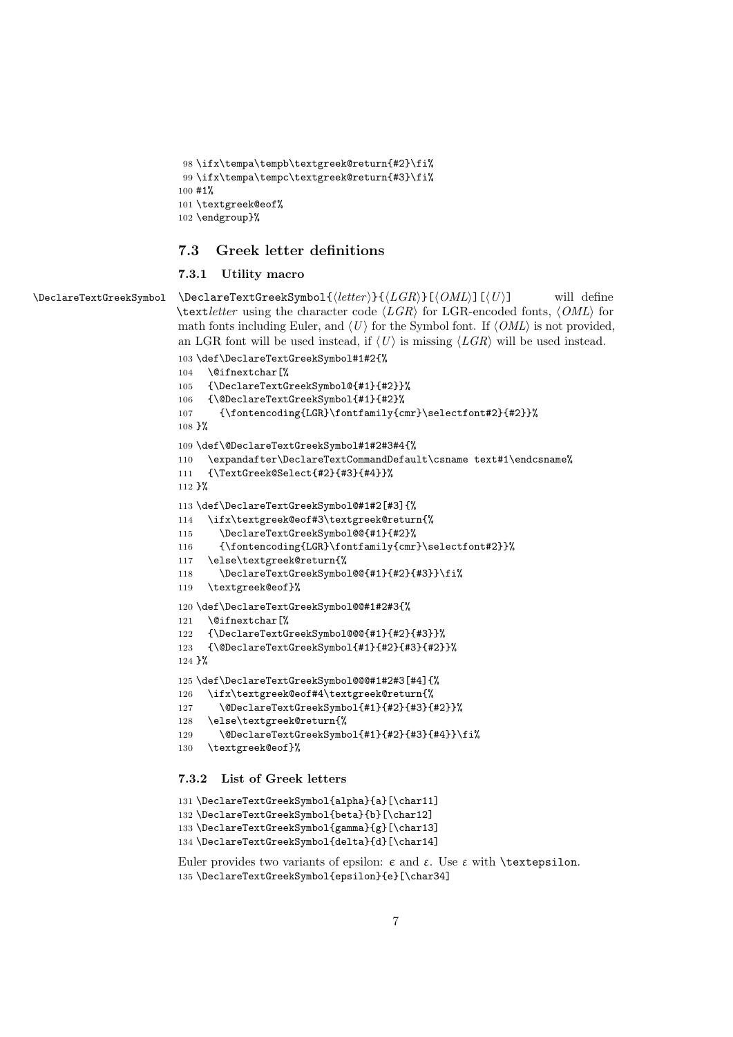```
98 \ifx\tempa\tempb\textgreek@return{#2}\fi%
99 \ifx\tempa\tempc\textgreek@return{#3}\fi%
100 #1%
101 \textgreek@eof%
102 \endgroup}%
```

## 7.3 Greek letter definitions

### 7.3.1 Utility macro

\DeclareTextGreekSymbol

`\DeclareTextGreekSymbol{⟨letter⟩}{⟨LGR⟩}[⟨OML⟩][⟨U⟩]` will define `\text`*letter* using the character code ⟨*LGR*⟩ for LGR-encoded fonts, ⟨*OML*⟩ for math fonts including Euler, and ⟨*U*⟩ for the Symbol font. If ⟨*OML*⟩ is not provided, an LGR font will be used instead, if ⟨*U*⟩ is missing ⟨*LGR*⟩ will be used instead.

```
103 \def\DeclareTextGreekSymbol#1#2{%
104   \@ifnextchar[%
105   {\DeclareTextGreekSymbol@{#1}{#2}}%
106   {\@DeclareTextGreekSymbol{#1}{#2}%
107     {\fontencoding{LGR}\fontfamily{cmr}\selectfont#2}{#2}}%
108 }%
109 \def\@DeclareTextGreekSymbol#1#2#3#4{%
110   \expandafter\DeclareTextCommandDefault\csname text#1\endcsname%
111   {\TextGreek@Select{#2}{#3}{#4}}%
112 }%
113 \def\DeclareTextGreekSymbol@#1#2[#3]{%
114   \ifx\textgreek@eof#3\textgreek@return{%
115     \DeclareTextGreekSymbol@@{#1}{#2}%
116     {\fontencoding{LGR}\fontfamily{cmr}\selectfont#2}}%
117   \else\textgreek@return{%
118     \DeclareTextGreekSymbol@@{#1}{#2}{#3}}\fi%
119   \textgreek@eof}%
120 \def\DeclareTextGreekSymbol@@#1#2#3{%
121   \@ifnextchar[%
122   {\DeclareTextGreekSymbol@@@{#1}{#2}{#3}}%
123   {\@DeclareTextGreekSymbol{#1}{#2}{#3}{#2}}%
124 }%
125 \def\DeclareTextGreekSymbol@@@#1#2#3[#4]{%
126   \ifx\textgreek@eof#4\textgreek@return{%
127     \@DeclareTextGreekSymbol{#1}{#2}{#3}{#2}}%
128   \else\textgreek@return{%
129     \@DeclareTextGreekSymbol{#1}{#2}{#3}{#4}}\fi%
130   \textgreek@eof}%
```

### 7.3.2 List of Greek letters

```
131 \DeclareTextGreekSymbol{alpha}{a}[\char11]
132 \DeclareTextGreekSymbol{beta}{b}[\char12]
133 \DeclareTextGreekSymbol{gamma}{g}[\char13]
134 \DeclareTextGreekSymbol{delta}{d}[\char14]
```

Euler provides two variants of epsilon: $\epsilon$ and $\varepsilon$. Use $\varepsilon$ with `\textepsilon`.

```
135 \DeclareTextGreekSymbol{epsilon}{e}[\char34]
```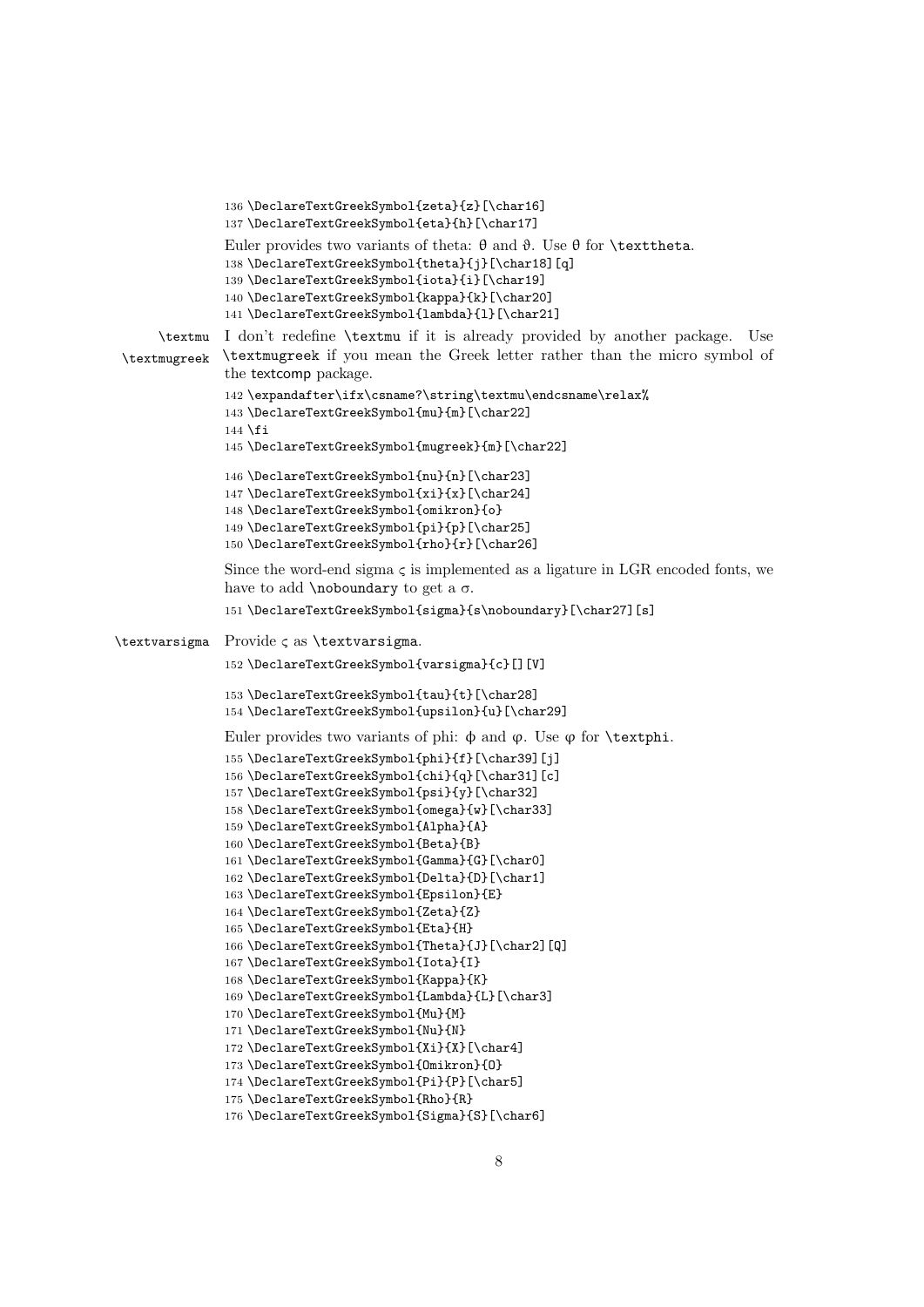```
136 \DeclareTextGreekSymbol{zeta}{z}[\char16]
137 \DeclareTextGreekSymbol{eta}{h}[\char17]
```

Euler provides two variants of theta: θ and ϑ. Use θ for `\texttheta`.

```
138 \DeclareTextGreekSymbol{theta}{j}[\char18][q]
139 \DeclareTextGreekSymbol{iota}{i}[\char19]
140 \DeclareTextGreekSymbol{kappa}{k}[\char20]
141 \DeclareTextGreekSymbol{lambda}{l}[\char21]
```

`\textmu` `\textmugreek` I don't redefine `\textmu` if it is already provided by another package. Use `\textmugreek` if you mean the Greek letter rather than the micro symbol of the textcomp package.

```
142 \expandafter\ifx\csname?\string\textmu\endcsname\relax%
143 \DeclareTextGreekSymbol{mu}{m}[\char22]
144 \fi
145 \DeclareTextGreekSymbol{mugreek}{m}[\char22]
```

```
146 \DeclareTextGreekSymbol{nu}{n}[\char23]
147 \DeclareTextGreekSymbol{xi}{x}[\char24]
148 \DeclareTextGreekSymbol{omikron}{o}
149 \DeclareTextGreekSymbol{pi}{p}[\char25]
150 \DeclareTextGreekSymbol{rho}{r}[\char26]
```

Since the word-end sigma ς is implemented as a ligature in LGR encoded fonts, we have to add `\noboundary` to get a σ.

```
151 \DeclareTextGreekSymbol{sigma}{s\noboundary}[\char27][s]
```

`\textvarsigma` Provide ς as `\textvarsigma`.

```
152 \DeclareTextGreekSymbol{varsigma}{c}[][V]
```

```
153 \DeclareTextGreekSymbol{tau}{t}[\char28]
154 \DeclareTextGreekSymbol{upsilon}{u}[\char29]
```

Euler provides two variants of phi: ϕ and φ. Use φ for `\textphi`.

```
155 \DeclareTextGreekSymbol{phi}{f}[\char39][j]
156 \DeclareTextGreekSymbol{chi}{q}[\char31][c]
157 \DeclareTextGreekSymbol{psi}{y}[\char32]
158 \DeclareTextGreekSymbol{omega}{w}[\char33]
159 \DeclareTextGreekSymbol{Alpha}{A}
160 \DeclareTextGreekSymbol{Beta}{B}
161 \DeclareTextGreekSymbol{Gamma}{G}[\char0]
162 \DeclareTextGreekSymbol{Delta}{D}[\char1]
163 \DeclareTextGreekSymbol{Epsilon}{E}
164 \DeclareTextGreekSymbol{Zeta}{Z}
165 \DeclareTextGreekSymbol{Eta}{H}
166 \DeclareTextGreekSymbol{Theta}{J}[\char2][Q]
167 \DeclareTextGreekSymbol{Iota}{I}
168 \DeclareTextGreekSymbol{Kappa}{K}
169 \DeclareTextGreekSymbol{Lambda}{L}[\char3]
170 \DeclareTextGreekSymbol{Mu}{M}
171 \DeclareTextGreekSymbol{Nu}{N}
172 \DeclareTextGreekSymbol{Xi}{X}[\char4]
173 \DeclareTextGreekSymbol{Omikron}{O}
174 \DeclareTextGreekSymbol{Pi}{P}[\char5]
175 \DeclareTextGreekSymbol{Rho}{R}
176 \DeclareTextGreekSymbol{Sigma}{S}[\char6]
```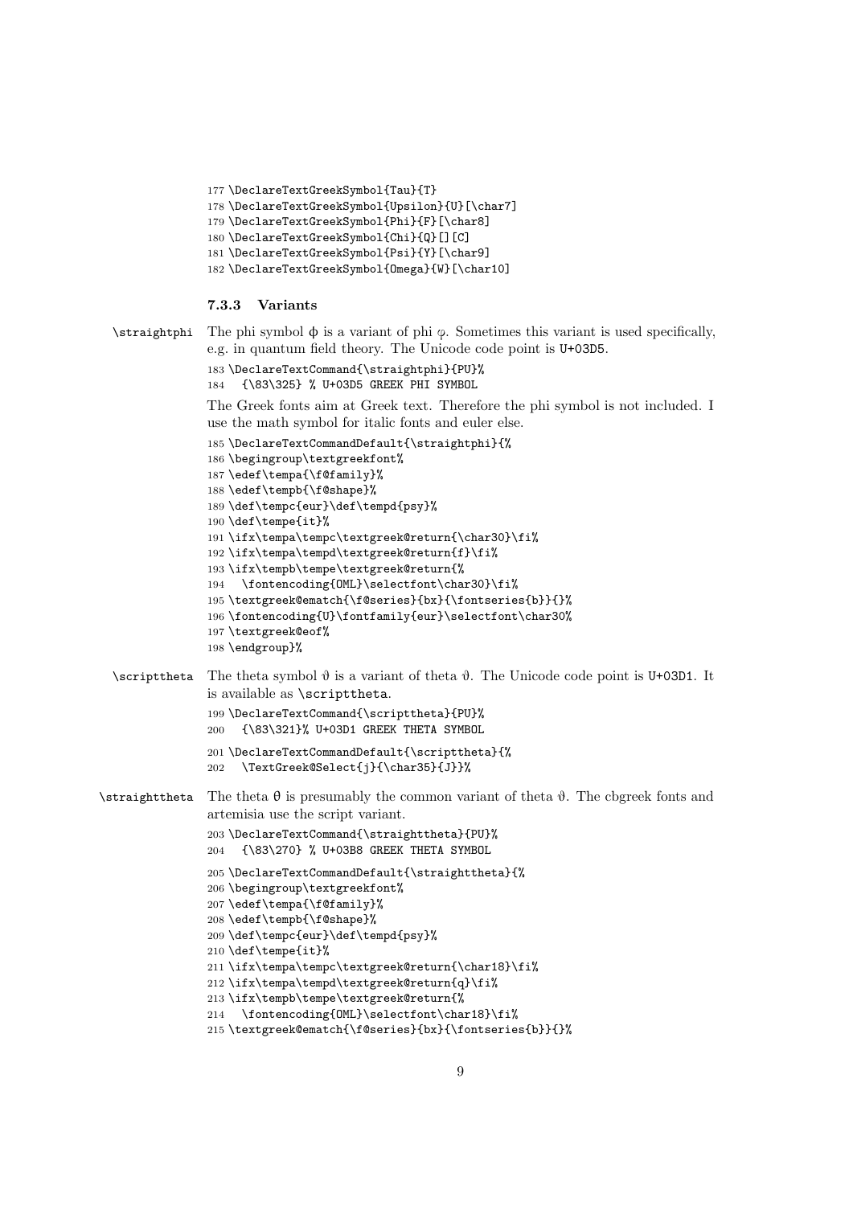```
177 \DeclareTextGreekSymbol{Tau}{T}
178 \DeclareTextGreekSymbol{Upsilon}{U}[\char7]
179 \DeclareTextGreekSymbol{Phi}{F}[\char8]
180 \DeclareTextGreekSymbol{Chi}{Q}[][C]
181 \DeclareTextGreekSymbol{Psi}{Y}[\char9]
182 \DeclareTextGreekSymbol{Omega}{W}[\char10]
```

#### 7.3.3 Variants

`\straightphi` The phi symbol ϕ is a variant of phi $\varphi$. Sometimes this variant is used specifically, e.g. in quantum field theory. The Unicode code point is U+03D5.

```
183 \DeclareTextCommand{\straightphi}{PU}%
184   {\83\325} % U+03D5 GREEK PHI SYMBOL
```

The Greek fonts aim at Greek text. Therefore the phi symbol is not included. I use the math symbol for italic fonts and euler else.

```
185 \DeclareTextCommandDefault{\straightphi}{%
186 \begingroup\textgreekfont%
187 \edef\tempa{\f@family}%
188 \edef\tempb{\f@shape}%
189 \def\tempc{eur}\def\tempd{psy}%
190 \def\tempe{it}%
191 \ifx\tempa\tempc\textgreek@return{\char30}\fi%
192 \ifx\tempa\tempd\textgreek@return{f}\fi%
193 \ifx\tempb\tempe\textgreek@return{%
194   \fontencoding{OML}\selectfont\char30}\fi%
195 \textgreek@ematch{\f@series}{bx}{\fontseries{b}}{}%
196 \fontencoding{U}\fontfamily{eur}\selectfont\char30%
197 \textgreek@eof%
198 \endgroup}%
```

`\scripttheta` The theta symbol $\vartheta$ is a variant of theta $\vartheta$. The Unicode code point is U+03D1. It is available as `\scripttheta`.

```
199 \DeclareTextCommand{\scripttheta}{PU}%
200   {\83\321}% U+03D1 GREEK THETA SYMBOL
201 \DeclareTextCommandDefault{\scripttheta}{%
202   \TextGreek@Select{j}{\char35}{J}}%
```

`\straighttheta` The theta θ is presumably the common variant of theta $\vartheta$. The cbgreek fonts and artemisia use the script variant.

```
203 \DeclareTextCommand{\straighttheta}{PU}%
204   {\83\270} % U+03B8 GREEK THETA SYMBOL
205 \DeclareTextCommandDefault{\straighttheta}{%
206 \begingroup\textgreekfont%
207 \edef\tempa{\f@family}%
208 \edef\tempb{\f@shape}%
209 \def\tempc{eur}\def\tempd{psy}%
210 \def\tempe{it}%
211 \ifx\tempa\tempc\textgreek@return{\char18}\fi%
212 \ifx\tempa\tempd\textgreek@return{q}\fi%
213 \ifx\tempb\tempe\textgreek@return{%
214   \fontencoding{OML}\selectfont\char18}\fi%
215 \textgreek@ematch{\f@series}{bx}{\fontseries{b}}{}%
```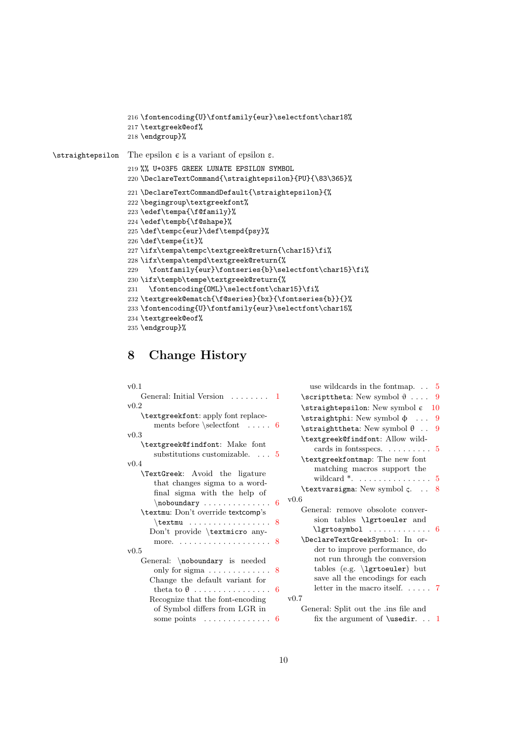```
216 \fontencoding{U}\fontfamily{eur}\selectfont\char18%
217 \textgreek@eof%
218 \endgroup}%
```

\straightepsilon The epsilon ϵ is a variant of epsilon ε.

```
219 %% U+03F5 GREEK LUNATE EPSILON SYMBOL
220 \DeclareTextCommand{\straightepsilon}{PU}{\83\365}%
221 \DeclareTextCommandDefault{\straightepsilon}{%
222 \begingroup\textgreekfont%
223 \edef\tempa{\f@family}%
224 \edef\tempb{\f@shape}%
225 \def\tempc{eur}\def\tempd{psy}%
226 \def\tempe{it}%
227 \ifx\tempa\tempc\textgreek@return{\char15}\fi%
228 \ifx\tempa\tempd\textgreek@return{%
229   \fontfamily{eur}\fontseries{b}\selectfont\char15}\fi%
230 \ifx\tempb\tempe\textgreek@return{%
231   \fontencoding{OML}\selectfont\char15}\fi%
232 \textgreek@ematch{\f@series}{bx}{\fontseries{b}}{}%
233 \fontencoding{U}\fontfamily{eur}\selectfont\char15%
234 \textgreek@eof%
235 \endgroup}%
```

# 8 Change History

v0.1
- General: Initial Version . . . . . . . . 1

v0.2
- \textgreekfont: apply font replacements before \selectfont . . . . . 6

v0.3
- \textgreek@findfont: Make font substitutions customizable. . . . 5

v0.4
- \TextGreek: Avoid the ligature that changes sigma to a word-final sigma with the help of \noboundary . . . . . . . . . . . . . . 6
- \textmu: Don't override textcomp's \textmu . . . . . . . . . . . . . . . . . 8
  - Don't provide \textmicro anymore. . . . . . . . . . . . . . . . . . . 8

v0.5
- General: \noboundary is needed only for sigma . . . . . . . . . . . . . 8
  - Change the default variant for theta to θ . . . . . . . . . . . . . . . . 6
  - Recognize that the font-encoding of Symbol differs from LGR in some points . . . . . . . . . . . . . . 6
  - use wildcards in the fontmap. . . 5
- \scripttheta: New symbol ϑ . . . . 9
- \straightepsilon: New symbol ϵ 10
- \straightphi: New symbol ϕ . . . 9
- \straighttheta: New symbol θ . . 9
- \textgreek@findfont: Allow wildcards in fontsspecs. . . . . . . . . . 5
- \textgreekfontmap: The new font matching macros support the wildcard *. . . . . . . . . . . . . . . . 5
- \textvarsigma: New symbol ς. . . 8

v0.6
- General: remove obsolote conversion tables \lgrtoeuler and \lgrtosymbol . . . . . . . . . . . . . 6
- \DeclareTextGreekSymbol: In order to improve performance, do not run through the conversion tables (e.g. \lgrtoeuler) but save all the encodings for each letter in the macro itself. . . . . . 7

v0.7
- General: Split out the .ins file and fix the argument of \usedir. . . 1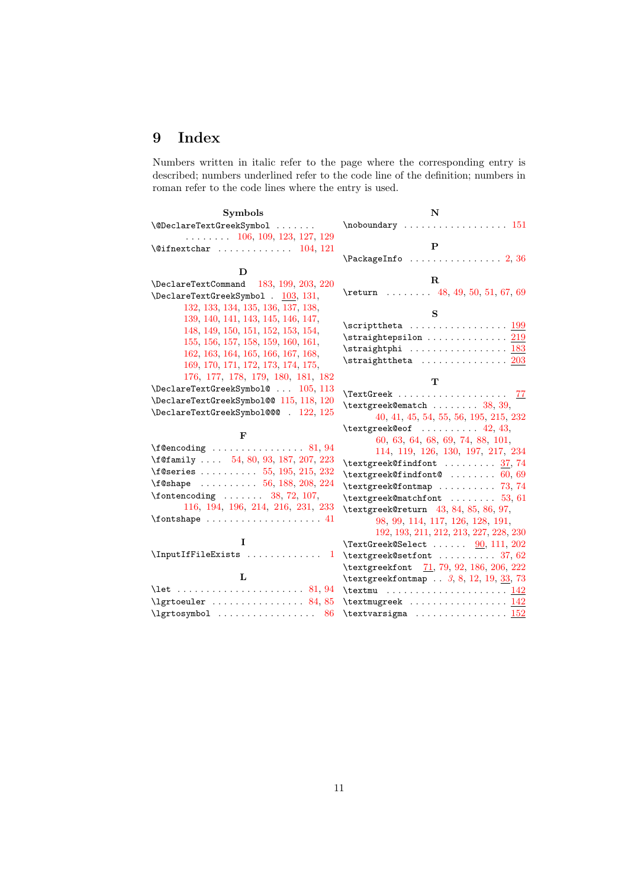# 9 Index

Numbers written in italic refer to the page where the corresponding entry is described; numbers underlined refer to the code line of the definition; numbers in roman refer to the code lines where the entry is used.

**Symbols**

\@DeclareTextGreekSymbol . . . . . . . . . . . . . . . 106, 109, 123, 127, 129
\@ifnextchar . . . . . . . . . . . . . 104, 121

**D**

\DeclareTextCommand 183, 199, 203, 220
\DeclareTextGreekSymbol . 103, 131, 132, 133, 134, 135, 136, 137, 138, 139, 140, 141, 143, 145, 146, 147, 148, 149, 150, 151, 152, 153, 154, 155, 156, 157, 158, 159, 160, 161, 162, 163, 164, 165, 166, 167, 168, 169, 170, 171, 172, 173, 174, 175, 176, 177, 178, 179, 180, 181, 182
\DeclareTextGreekSymbol@ . . . 105, 113
\DeclareTextGreekSymbol@@ 115, 118, 120
\DeclareTextGreekSymbol@@@ . 122, 125

**F**

\f@encoding . . . . . . . . . . . . . . . . 81, 94
\f@family . . . . 54, 80, 93, 187, 207, 223
\f@series . . . . . . . . . . 55, 195, 215, 232
\f@shape . . . . . . . . . . 56, 188, 208, 224
\fontencoding . . . . . . . 38, 72, 107, 116, 194, 196, 214, 216, 231, 233
\fontshape . . . . . . . . . . . . . . . . . . . . 41

**I**

\InputIfFileExists . . . . . . . . . . . . . 1

**L**

\let . . . . . . . . . . . . . . . . . . . . . . 81, 94
\lgrtoeuler . . . . . . . . . . . . . . . . 84, 85
\lgrtosymbol . . . . . . . . . . . . . . . . . 86

**N**

\noboundary . . . . . . . . . . . . . . . . . . 151

**P**

\PackageInfo . . . . . . . . . . . . . . . . 2, 36

**R**

\return . . . . . . . . 48, 49, 50, 51, 67, 69

**S**

\scripttheta . . . . . . . . . . . . . . . . . 199
\straightepsilon . . . . . . . . . . . . . . 219
\straightphi . . . . . . . . . . . . . . . . . 183
\straighttheta . . . . . . . . . . . . . . . 203

**T**

\TextGreek . . . . . . . . . . . . . . . . . . . 77
\textgreek@ematch . . . . . . . . 38, 39, 40, 41, 45, 54, 55, 56, 195, 215, 232
\textgreek@eof . . . . . . . . . . 42, 43, 60, 63, 64, 68, 69, 74, 88, 101, 114, 119, 126, 130, 197, 217, 234
\textgreek@findfont . . . . . . . . . 37, 74
\textgreek@findfont@ . . . . . . . . 60, 69
\textgreek@fontmap . . . . . . . . . . 73, 74
\textgreek@matchfont . . . . . . . . 53, 61
\textgreek@return 43, 84, 85, 86, 97, 98, 99, 114, 117, 126, 128, 191, 192, 193, 211, 212, 213, 227, 228, 230
\TextGreek@Select . . . . . . 90, 111, 202
\textgreek@setfont . . . . . . . . . . 37, 62
\textgreekfont 71, 79, 92, 186, 206, 222
\textgreekfontmap . . *3*, 8, 12, 19, 33, 73
\textmu . . . . . . . . . . . . . . . . . . . . 142
\textmugreek . . . . . . . . . . . . . . . . 142
\textvarsigma . . . . . . . . . . . . . . . 152